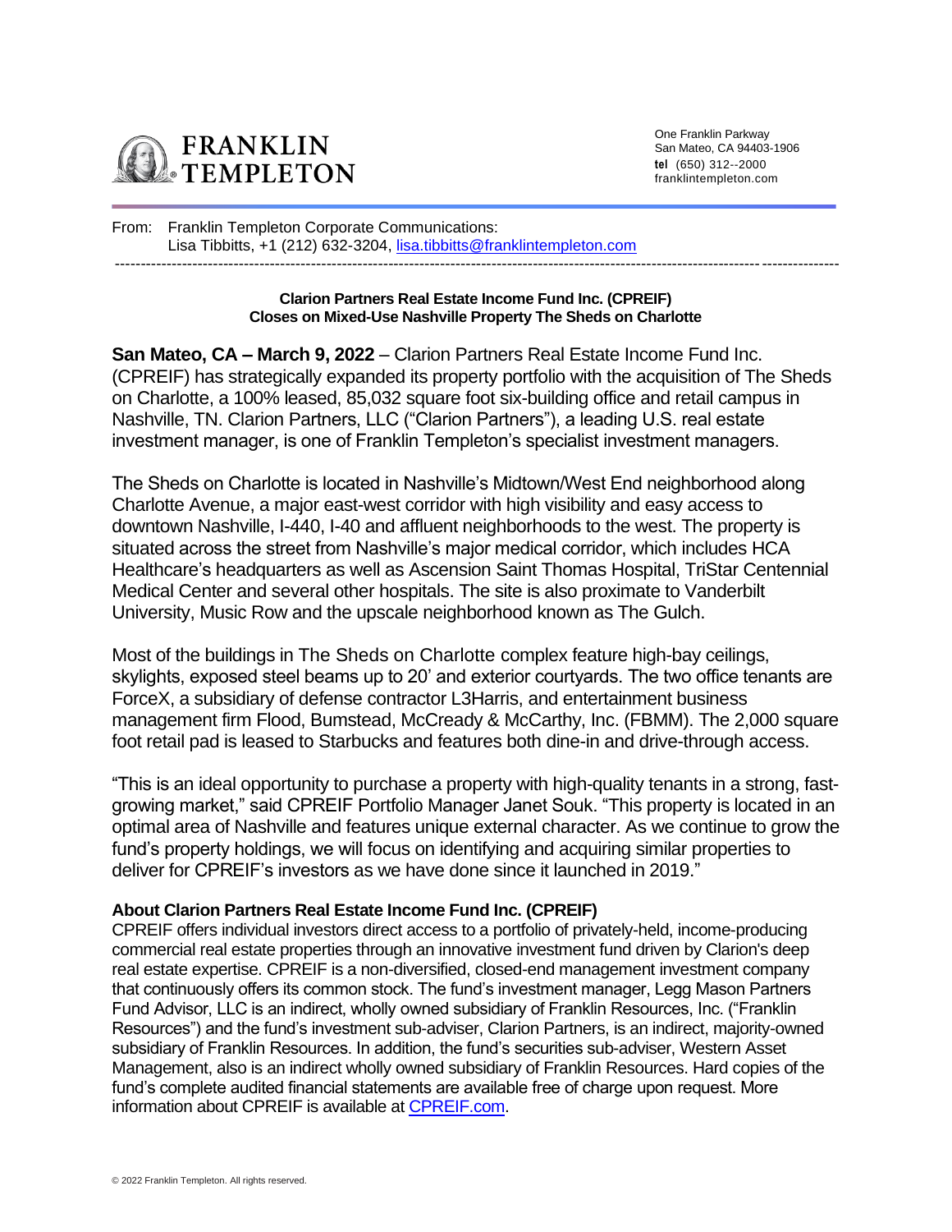FRANKLIN TEMPLETON

One Franklin Parkway
San Mateo, CA 94403-1906
**tel** (650) 312--2000
franklintempleton.com

From: Franklin Templeton Corporate Communications:
Lisa Tibbitts, +1 (212) 632-3204, lisa.tibbitts@franklintempleton.com

---

**Clarion Partners Real Estate Income Fund Inc. (CPREIF)**
**Closes on Mixed-Use Nashville Property The Sheds on Charlotte**

**San Mateo, CA – March 9, 2022** – Clarion Partners Real Estate Income Fund Inc. (CPREIF) has strategically expanded its property portfolio with the acquisition of The Sheds on Charlotte, a 100% leased, 85,032 square foot six-building office and retail campus in Nashville, TN. Clarion Partners, LLC ("Clarion Partners"), a leading U.S. real estate investment manager, is one of Franklin Templeton's specialist investment managers.

The Sheds on Charlotte is located in Nashville's Midtown/West End neighborhood along Charlotte Avenue, a major east-west corridor with high visibility and easy access to downtown Nashville, I-440, I-40 and affluent neighborhoods to the west. The property is situated across the street from Nashville's major medical corridor, which includes HCA Healthcare's headquarters as well as Ascension Saint Thomas Hospital, TriStar Centennial Medical Center and several other hospitals. The site is also proximate to Vanderbilt University, Music Row and the upscale neighborhood known as The Gulch.

Most of the buildings in The Sheds on Charlotte complex feature high-bay ceilings, skylights, exposed steel beams up to 20' and exterior courtyards. The two office tenants are ForceX, a subsidiary of defense contractor L3Harris, and entertainment business management firm Flood, Bumstead, McCready & McCarthy, Inc. (FBMM). The 2,000 square foot retail pad is leased to Starbucks and features both dine-in and drive-through access.

"This is an ideal opportunity to purchase a property with high-quality tenants in a strong, fast-growing market," said CPREIF Portfolio Manager Janet Souk. "This property is located in an optimal area of Nashville and features unique external character. As we continue to grow the fund's property holdings, we will focus on identifying and acquiring similar properties to deliver for CPREIF's investors as we have done since it launched in 2019."

**About Clarion Partners Real Estate Income Fund Inc. (CPREIF)**

CPREIF offers individual investors direct access to a portfolio of privately-held, income-producing commercial real estate properties through an innovative investment fund driven by Clarion's deep real estate expertise. CPREIF is a non-diversified, closed-end management investment company that continuously offers its common stock. The fund's investment manager, Legg Mason Partners Fund Advisor, LLC is an indirect, wholly owned subsidiary of Franklin Resources, Inc. ("Franklin Resources") and the fund's investment sub-adviser, Clarion Partners, is an indirect, majority-owned subsidiary of Franklin Resources. In addition, the fund's securities sub-adviser, Western Asset Management, also is an indirect wholly owned subsidiary of Franklin Resources. Hard copies of the fund's complete audited financial statements are available free of charge upon request. More information about CPREIF is available at CPREIF.com.

© 2022 Franklin Templeton. All rights reserved.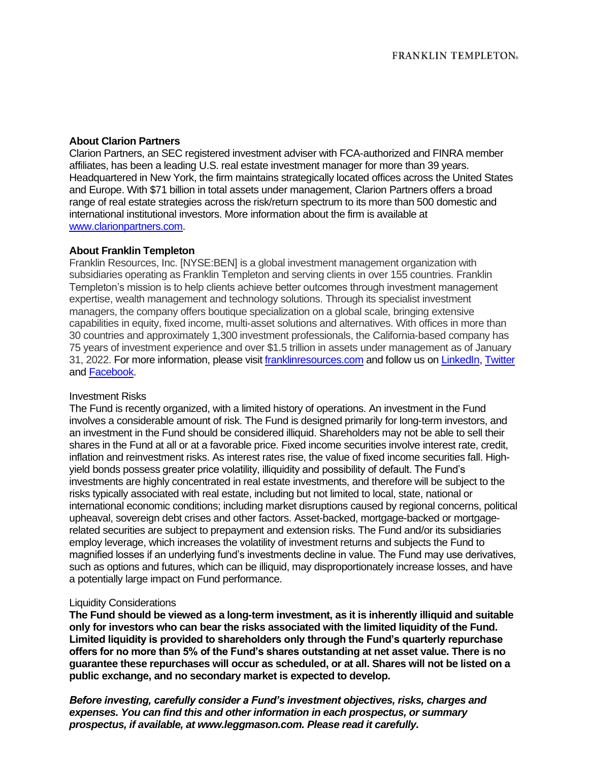**About Clarion Partners**

Clarion Partners, an SEC registered investment adviser with FCA-authorized and FINRA member affiliates, has been a leading U.S. real estate investment manager for more than 39 years. Headquartered in New York, the firm maintains strategically located offices across the United States and Europe. With $71 billion in total assets under management, Clarion Partners offers a broad range of real estate strategies across the risk/return spectrum to its more than 500 domestic and international institutional investors. More information about the firm is available at [www.clarionpartners.com](www.clarionpartners.com).

**About Franklin Templeton**

Franklin Resources, Inc. [NYSE:BEN] is a global investment management organization with subsidiaries operating as Franklin Templeton and serving clients in over 155 countries. Franklin Templeton's mission is to help clients achieve better outcomes through investment management expertise, wealth management and technology solutions. Through its specialist investment managers, the company offers boutique specialization on a global scale, bringing extensive capabilities in equity, fixed income, multi-asset solutions and alternatives. With offices in more than 30 countries and approximately 1,300 investment professionals, the California-based company has 75 years of investment experience and over $1.5 trillion in assets under management as of January 31, 2022. For more information, please visit [franklinresources.com](franklinresources.com) and follow us on LinkedIn, Twitter and Facebook.

Investment Risks

The Fund is recently organized, with a limited history of operations. An investment in the Fund involves a considerable amount of risk. The Fund is designed primarily for long-term investors, and an investment in the Fund should be considered illiquid. Shareholders may not be able to sell their shares in the Fund at all or at a favorable price. Fixed income securities involve interest rate, credit, inflation and reinvestment risks. As interest rates rise, the value of fixed income securities fall. High-yield bonds possess greater price volatility, illiquidity and possibility of default. The Fund's investments are highly concentrated in real estate investments, and therefore will be subject to the risks typically associated with real estate, including but not limited to local, state, national or international economic conditions; including market disruptions caused by regional concerns, political upheaval, sovereign debt crises and other factors. Asset-backed, mortgage-backed or mortgage-related securities are subject to prepayment and extension risks. The Fund and/or its subsidiaries employ leverage, which increases the volatility of investment returns and subjects the Fund to magnified losses if an underlying fund's investments decline in value. The Fund may use derivatives, such as options and futures, which can be illiquid, may disproportionately increase losses, and have a potentially large impact on Fund performance.

Liquidity Considerations

**The Fund should be viewed as a long-term investment, as it is inherently illiquid and suitable only for investors who can bear the risks associated with the limited liquidity of the Fund. Limited liquidity is provided to shareholders only through the Fund's quarterly repurchase offers for no more than 5% of the Fund's shares outstanding at net asset value. There is no guarantee these repurchases will occur as scheduled, or at all. Shares will not be listed on a public exchange, and no secondary market is expected to develop.**

***Before investing, carefully consider a Fund's investment objectives, risks, charges and expenses. You can find this and other information in each prospectus, or summary prospectus, if available, at www.leggmason.com. Please read it carefully.***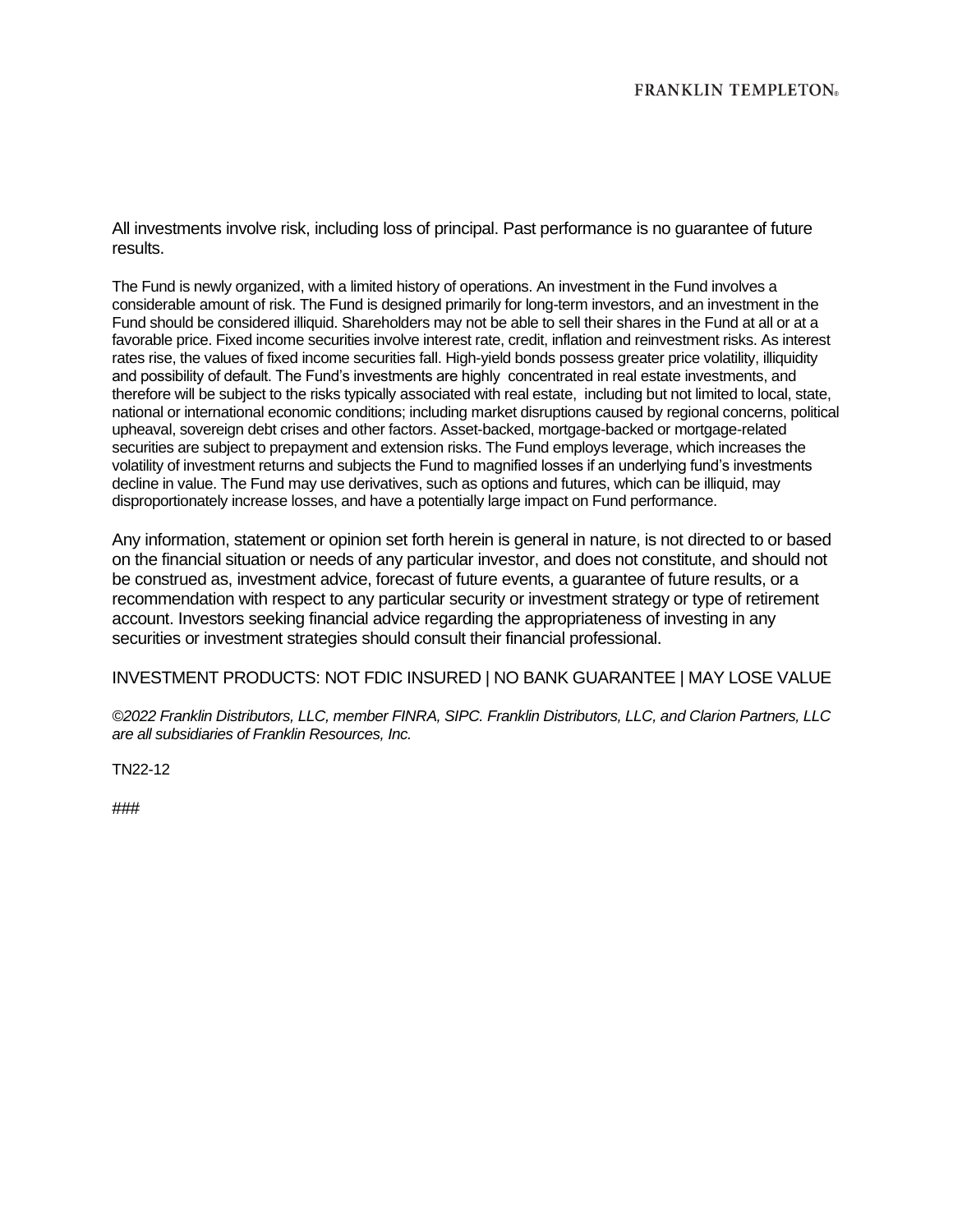All investments involve risk, including loss of principal. Past performance is no guarantee of future results.

The Fund is newly organized, with a limited history of operations. An investment in the Fund involves a considerable amount of risk. The Fund is designed primarily for long-term investors, and an investment in the Fund should be considered illiquid. Shareholders may not be able to sell their shares in the Fund at all or at a favorable price. Fixed income securities involve interest rate, credit, inflation and reinvestment risks. As interest rates rise, the values of fixed income securities fall. High-yield bonds possess greater price volatility, illiquidity and possibility of default. The Fund's investments are highly concentrated in real estate investments, and therefore will be subject to the risks typically associated with real estate, including but not limited to local, state, national or international economic conditions; including market disruptions caused by regional concerns, political upheaval, sovereign debt crises and other factors. Asset-backed, mortgage-backed or mortgage-related securities are subject to prepayment and extension risks. The Fund employs leverage, which increases the volatility of investment returns and subjects the Fund to magnified losses if an underlying fund's investments decline in value. The Fund may use derivatives, such as options and futures, which can be illiquid, may disproportionately increase losses, and have a potentially large impact on Fund performance.

Any information, statement or opinion set forth herein is general in nature, is not directed to or based on the financial situation or needs of any particular investor, and does not constitute, and should not be construed as, investment advice, forecast of future events, a guarantee of future results, or a recommendation with respect to any particular security or investment strategy or type of retirement account. Investors seeking financial advice regarding the appropriateness of investing in any securities or investment strategies should consult their financial professional.

INVESTMENT PRODUCTS: NOT FDIC INSURED | NO BANK GUARANTEE | MAY LOSE VALUE

*©2022 Franklin Distributors, LLC, member FINRA, SIPC. Franklin Distributors, LLC, and Clarion Partners, LLC are all subsidiaries of Franklin Resources, Inc.*

TN22-12

###